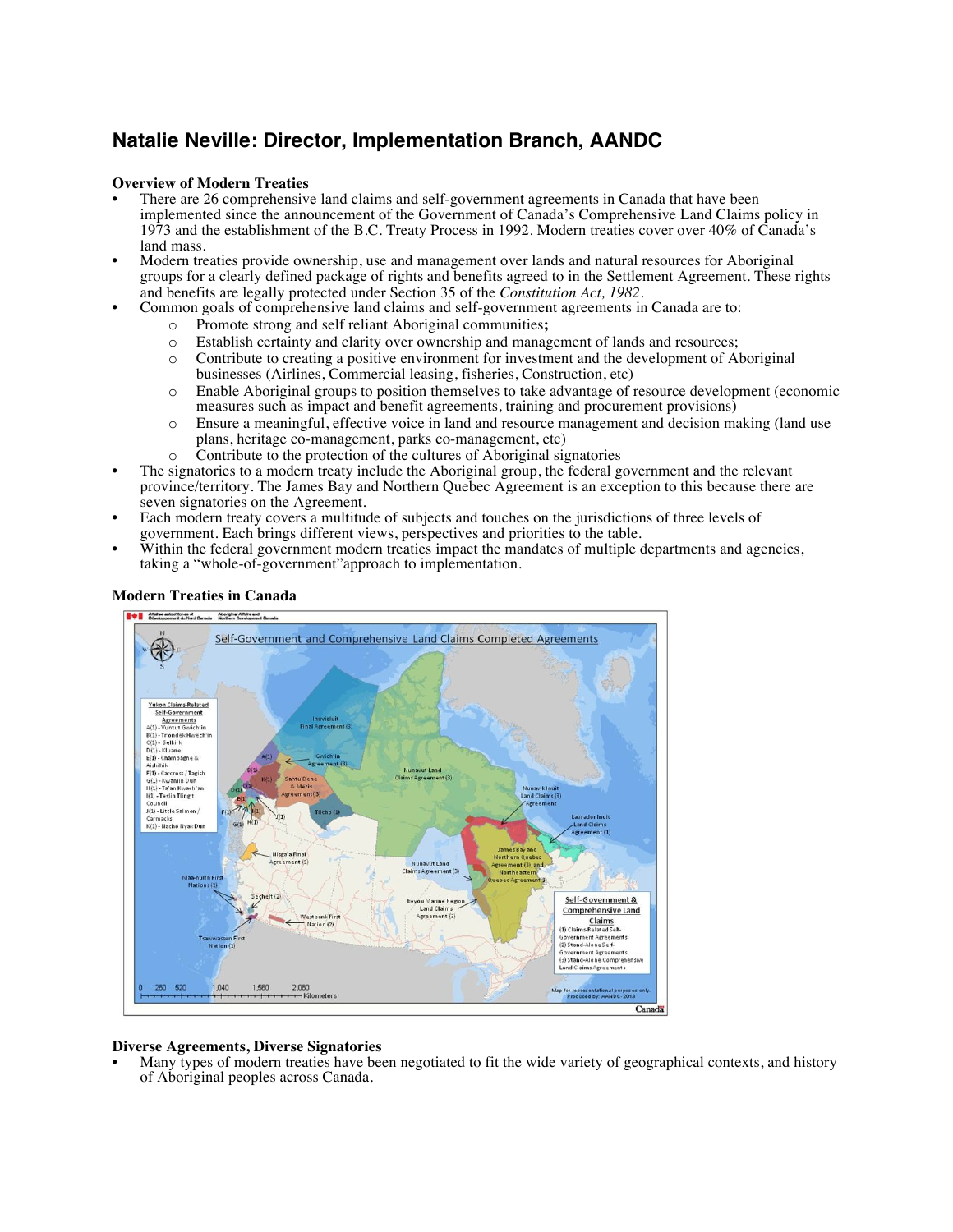# Natalie Neville: Director, Implementation Branch, AANDC

**Overview of Modern Treaties**

- There are 26 comprehensive land claims and self-government agreements in Canada that have been implemented since the announcement of the Government of Canada's Comprehensive Land Claims policy in 1973 and the establishment of the B.C. Treaty Process in 1992. Modern treaties cover over 40% of Canada's land mass.
- Modern treaties provide ownership, use and management over lands and natural resources for Aboriginal groups for a clearly defined package of rights and benefits agreed to in the Settlement Agreement. These rights and benefits are legally protected under Section 35 of the *Constitution Act, 1982*.
- Common goals of comprehensive land claims and self-government agreements in Canada are to:
  - Promote strong and self reliant Aboriginal communities**;**
  - Establish certainty and clarity over ownership and management of lands and resources;
  - Contribute to creating a positive environment for investment and the development of Aboriginal businesses (Airlines, Commercial leasing, fisheries, Construction, etc)
  - Enable Aboriginal groups to position themselves to take advantage of resource development (economic measures such as impact and benefit agreements, training and procurement provisions)
  - Ensure a meaningful, effective voice in land and resource management and decision making (land use plans, heritage co-management, parks co-management, etc)
  - Contribute to the protection of the cultures of Aboriginal signatories
- The signatories to a modern treaty include the Aboriginal group, the federal government and the relevant province/territory. The James Bay and Northern Quebec Agreement is an exception to this because there are seven signatories on the Agreement.
- Each modern treaty covers a multitude of subjects and touches on the jurisdictions of three levels of government. Each brings different views, perspectives and priorities to the table.
- Within the federal government modern treaties impact the mandates of multiple departments and agencies, taking a "whole-of-government"approach to implementation.

**Modern Treaties in Canada**

**Diverse Agreements, Diverse Signatories**

- Many types of modern treaties have been negotiated to fit the wide variety of geographical contexts, and history of Aboriginal peoples across Canada.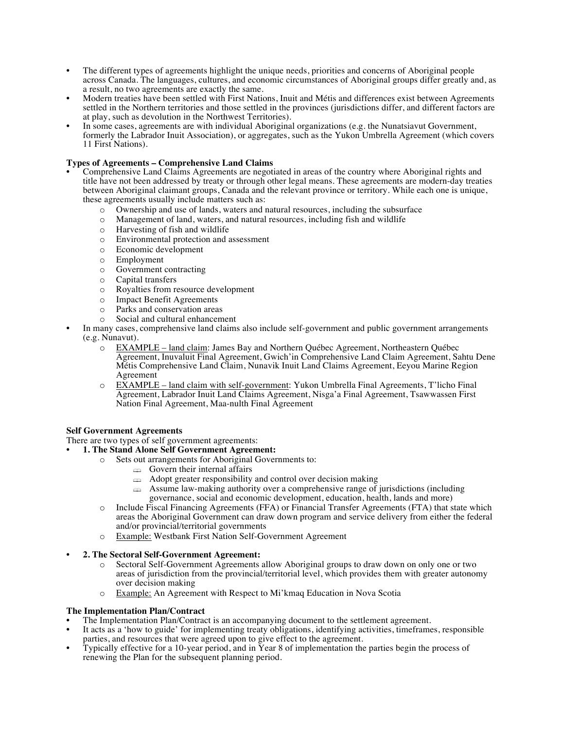- The different types of agreements highlight the unique needs, priorities and concerns of Aboriginal people across Canada. The languages, cultures, and economic circumstances of Aboriginal groups differ greatly and, as a result, no two agreements are exactly the same.
- Modern treaties have been settled with First Nations, Inuit and Métis and differences exist between Agreements settled in the Northern territories and those settled in the provinces (jurisdictions differ, and different factors are at play, such as devolution in the Northwest Territories).
- In some cases, agreements are with individual Aboriginal organizations (e.g. the Nunatsiavut Government, formerly the Labrador Inuit Association), or aggregates, such as the Yukon Umbrella Agreement (which covers 11 First Nations).

**Types of Agreements – Comprehensive Land Claims**

- Comprehensive Land Claims Agreements are negotiated in areas of the country where Aboriginal rights and title have not been addressed by treaty or through other legal means. These agreements are modern-day treaties between Aboriginal claimant groups, Canada and the relevant province or territory. While each one is unique, these agreements usually include matters such as:
  - Ownership and use of lands, waters and natural resources, including the subsurface
  - Management of land, waters, and natural resources, including fish and wildlife
  - Harvesting of fish and wildlife
  - Environmental protection and assessment
  - Economic development
  - Employment
  - Government contracting
  - Capital transfers
  - Royalties from resource development
  - Impact Benefit Agreements
  - Parks and conservation areas
  - Social and cultural enhancement
- In many cases, comprehensive land claims also include self-government and public government arrangements (e.g. Nunavut).
  - <u>EXAMPLE – land claim</u>: James Bay and Northern Québec Agreement, Northeastern Québec Agreement, Inuvaluit Final Agreement, Gwich'in Comprehensive Land Claim Agreement, Sahtu Dene Métis Comprehensive Land Claim, Nunavik Inuit Land Claims Agreement, Eeyou Marine Region Agreement
  - <u>EXAMPLE – land claim with self-government</u>: Yukon Umbrella Final Agreements, T'licho Final Agreement, Labrador Inuit Land Claims Agreement, Nisga'a Final Agreement, Tsawwassen First Nation Final Agreement, Maa-nulth Final Agreement

**Self Government Agreements**

There are two types of self government agreements:

- **1. The Stand Alone Self Government Agreement:**
  - Sets out arrangements for Aboriginal Governments to:
    - Govern their internal affairs
    - Adopt greater responsibility and control over decision making
    - Assume law-making authority over a comprehensive range of jurisdictions (including governance, social and economic development, education, health, lands and more)
  - Include Fiscal Financing Agreements (FFA) or Financial Transfer Agreements (FTA) that state which areas the Aboriginal Government can draw down program and service delivery from either the federal and/or provincial/territorial governments
  - <u>Example:</u> Westbank First Nation Self-Government Agreement

- **2. The Sectoral Self-Government Agreement:**
  - Sectoral Self-Government Agreements allow Aboriginal groups to draw down on only one or two areas of jurisdiction from the provincial/territorial level, which provides them with greater autonomy over decision making
  - <u>Example:</u> An Agreement with Respect to Mi'kmaq Education in Nova Scotia

**The Implementation Plan/Contract**

- The Implementation Plan/Contract is an accompanying document to the settlement agreement.
- It acts as a 'how to guide' for implementing treaty obligations, identifying activities, timeframes, responsible parties, and resources that were agreed upon to give effect to the agreement.
- Typically effective for a 10-year period, and in Year 8 of implementation the parties begin the process of renewing the Plan for the subsequent planning period.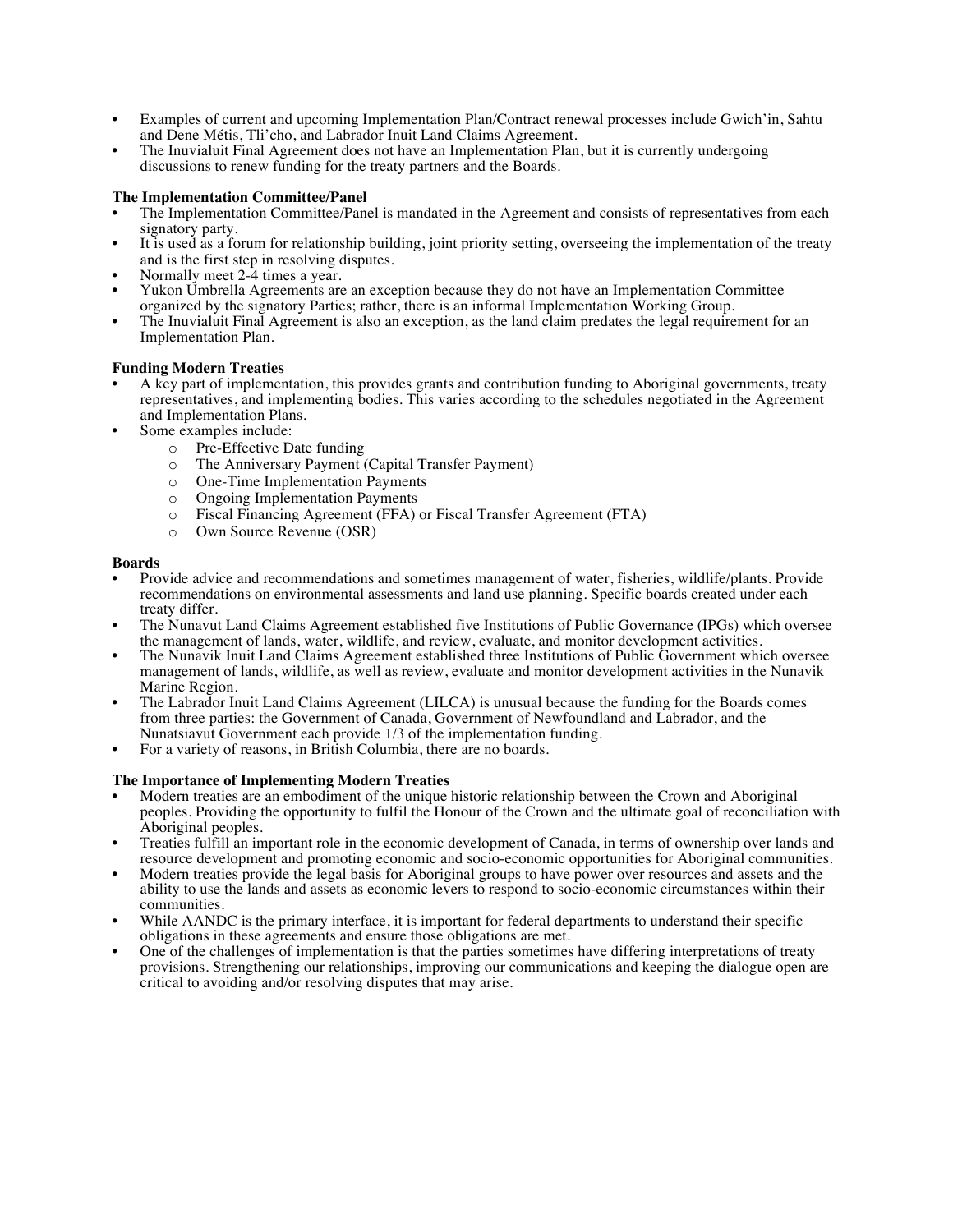- Examples of current and upcoming Implementation Plan/Contract renewal processes include Gwich'in, Sahtu and Dene Métis, Tli'cho, and Labrador Inuit Land Claims Agreement.
- The Inuvialuit Final Agreement does not have an Implementation Plan, but it is currently undergoing discussions to renew funding for the treaty partners and the Boards.

**The Implementation Committee/Panel**

- The Implementation Committee/Panel is mandated in the Agreement and consists of representatives from each signatory party.
- It is used as a forum for relationship building, joint priority setting, overseeing the implementation of the treaty and is the first step in resolving disputes.
- Normally meet 2-4 times a year.
- Yukon Umbrella Agreements are an exception because they do not have an Implementation Committee organized by the signatory Parties; rather, there is an informal Implementation Working Group.
- The Inuvialuit Final Agreement is also an exception, as the land claim predates the legal requirement for an Implementation Plan.

**Funding Modern Treaties**

- A key part of implementation, this provides grants and contribution funding to Aboriginal governments, treaty representatives, and implementing bodies. This varies according to the schedules negotiated in the Agreement and Implementation Plans.
- Some examples include:
  - Pre-Effective Date funding
  - The Anniversary Payment (Capital Transfer Payment)
  - One-Time Implementation Payments
  - Ongoing Implementation Payments
  - Fiscal Financing Agreement (FFA) or Fiscal Transfer Agreement (FTA)
  - Own Source Revenue (OSR)

**Boards**

- Provide advice and recommendations and sometimes management of water, fisheries, wildlife/plants. Provide recommendations on environmental assessments and land use planning. Specific boards created under each treaty differ.
- The Nunavut Land Claims Agreement established five Institutions of Public Governance (IPGs) which oversee the management of lands, water, wildlife, and review, evaluate, and monitor development activities.
- The Nunavik Inuit Land Claims Agreement established three Institutions of Public Government which oversee management of lands, wildlife, as well as review, evaluate and monitor development activities in the Nunavik Marine Region.
- The Labrador Inuit Land Claims Agreement (LILCA) is unusual because the funding for the Boards comes from three parties: the Government of Canada, Government of Newfoundland and Labrador, and the Nunatsiavut Government each provide 1/3 of the implementation funding.
- For a variety of reasons, in British Columbia, there are no boards.

**The Importance of Implementing Modern Treaties**

- Modern treaties are an embodiment of the unique historic relationship between the Crown and Aboriginal peoples. Providing the opportunity to fulfil the Honour of the Crown and the ultimate goal of reconciliation with Aboriginal peoples.
- Treaties fulfill an important role in the economic development of Canada, in terms of ownership over lands and resource development and promoting economic and socio-economic opportunities for Aboriginal communities.
- Modern treaties provide the legal basis for Aboriginal groups to have power over resources and assets and the ability to use the lands and assets as economic levers to respond to socio-economic circumstances within their communities.
- While AANDC is the primary interface, it is important for federal departments to understand their specific obligations in these agreements and ensure those obligations are met.
- One of the challenges of implementation is that the parties sometimes have differing interpretations of treaty provisions. Strengthening our relationships, improving our communications and keeping the dialogue open are critical to avoiding and/or resolving disputes that may arise.